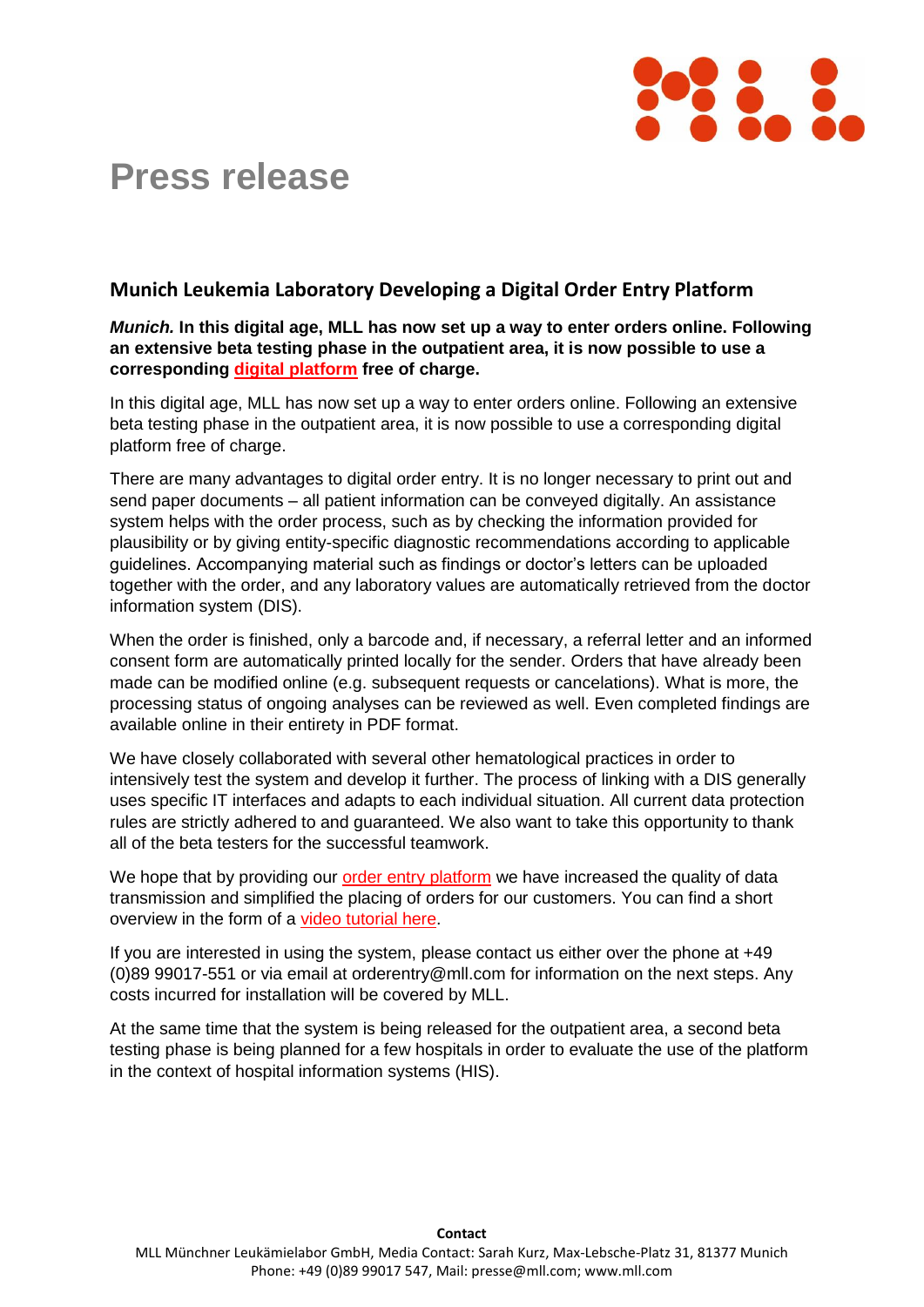# Press release

## Munich Leukemia Laboratory Developing a Digital Order Entry Platform

***Munich.*** **In this digital age, MLL has now set up a way to enter orders online. Following an extensive beta testing phase in the outpatient area, it is now possible to use a corresponding digital platform free of charge.**

In this digital age, MLL has now set up a way to enter orders online. Following an extensive beta testing phase in the outpatient area, it is now possible to use a corresponding digital platform free of charge.

There are many advantages to digital order entry. It is no longer necessary to print out and send paper documents – all patient information can be conveyed digitally. An assistance system helps with the order process, such as by checking the information provided for plausibility or by giving entity-specific diagnostic recommendations according to applicable guidelines. Accompanying material such as findings or doctor's letters can be uploaded together with the order, and any laboratory values are automatically retrieved from the doctor information system (DIS).

When the order is finished, only a barcode and, if necessary, a referral letter and an informed consent form are automatically printed locally for the sender. Orders that have already been made can be modified online (e.g. subsequent requests or cancelations). What is more, the processing status of ongoing analyses can be reviewed as well. Even completed findings are available online in their entirety in PDF format.

We have closely collaborated with several other hematological practices in order to intensively test the system and develop it further. The process of linking with a DIS generally uses specific IT interfaces and adapts to each individual situation. All current data protection rules are strictly adhered to and guaranteed. We also want to take this opportunity to thank all of the beta testers for the successful teamwork.

We hope that by providing our order entry platform we have increased the quality of data transmission and simplified the placing of orders for our customers. You can find a short overview in the form of a video tutorial here.

If you are interested in using the system, please contact us either over the phone at +49 (0)89 99017-551 or via email at orderentry@mll.com for information on the next steps. Any costs incurred for installation will be covered by MLL.

At the same time that the system is being released for the outpatient area, a second beta testing phase is being planned for a few hospitals in order to evaluate the use of the platform in the context of hospital information systems (HIS).

**Contact**

MLL Münchner Leukämielabor GmbH, Media Contact: Sarah Kurz, Max-Lebsche-Platz 31, 81377 Munich
Phone: +49 (0)89 99017 547, Mail: presse@mll.com; www.mll.com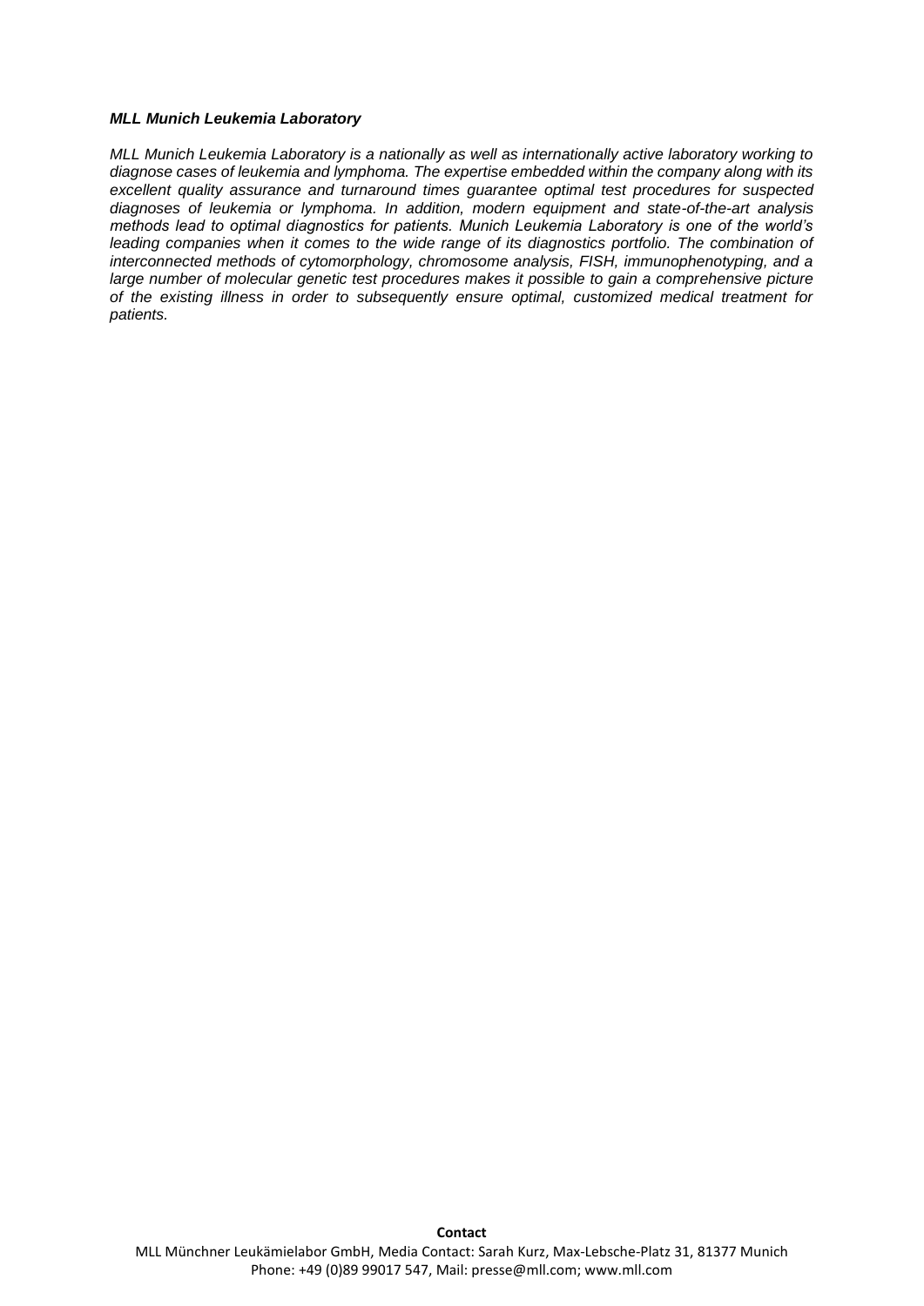***MLL Munich Leukemia Laboratory***

*MLL Munich Leukemia Laboratory is a nationally as well as internationally active laboratory working to diagnose cases of leukemia and lymphoma. The expertise embedded within the company along with its excellent quality assurance and turnaround times guarantee optimal test procedures for suspected diagnoses of leukemia or lymphoma. In addition, modern equipment and state-of-the-art analysis methods lead to optimal diagnostics for patients. Munich Leukemia Laboratory is one of the world's leading companies when it comes to the wide range of its diagnostics portfolio. The combination of interconnected methods of cytomorphology, chromosome analysis, FISH, immunophenotyping, and a large number of molecular genetic test procedures makes it possible to gain a comprehensive picture of the existing illness in order to subsequently ensure optimal, customized medical treatment for patients.*

**Contact**

MLL Münchner Leukämielabor GmbH, Media Contact: Sarah Kurz, Max-Lebsche-Platz 31, 81377 Munich
Phone: +49 (0)89 99017 547, Mail: presse@mll.com; www.mll.com